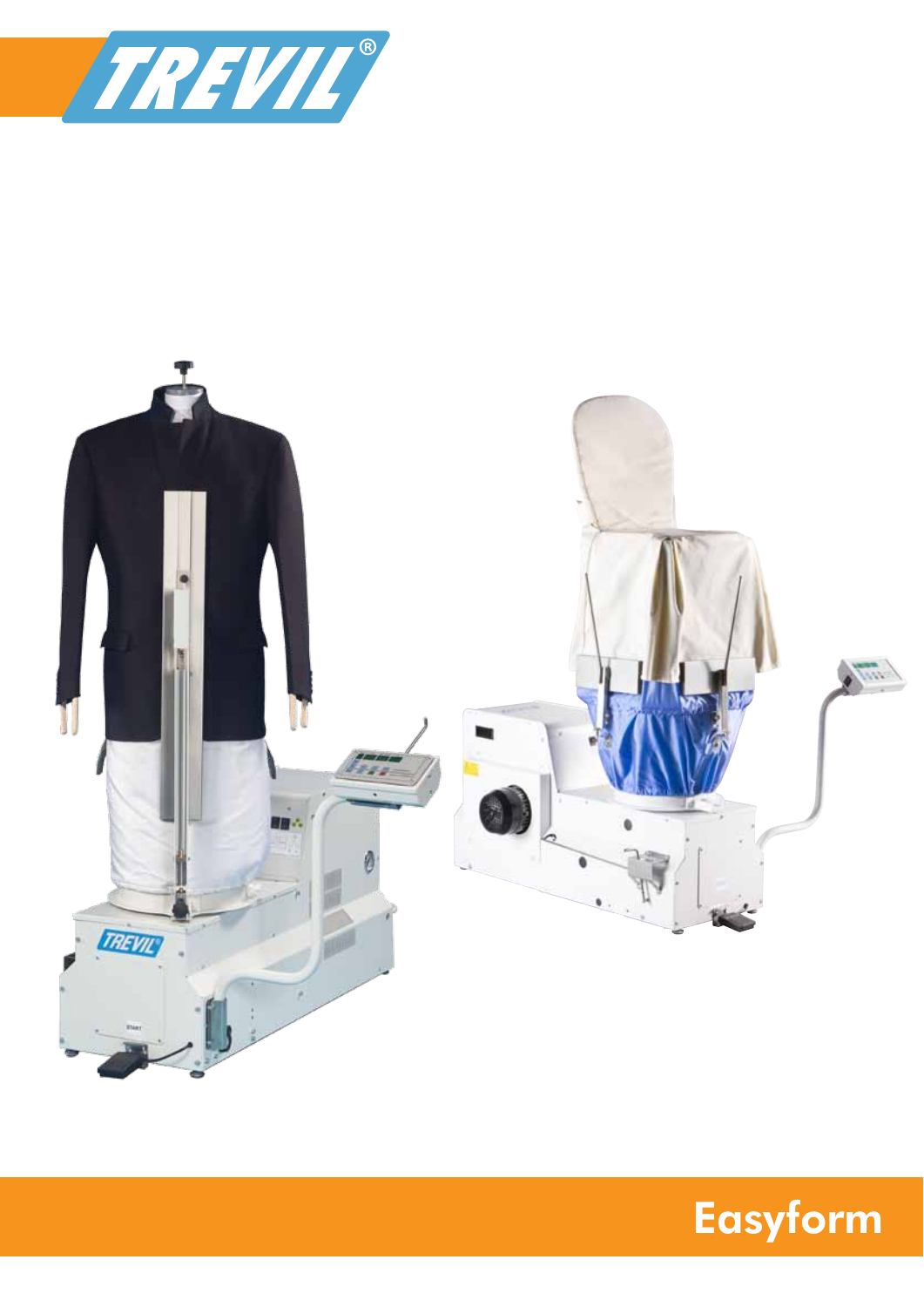# Easyform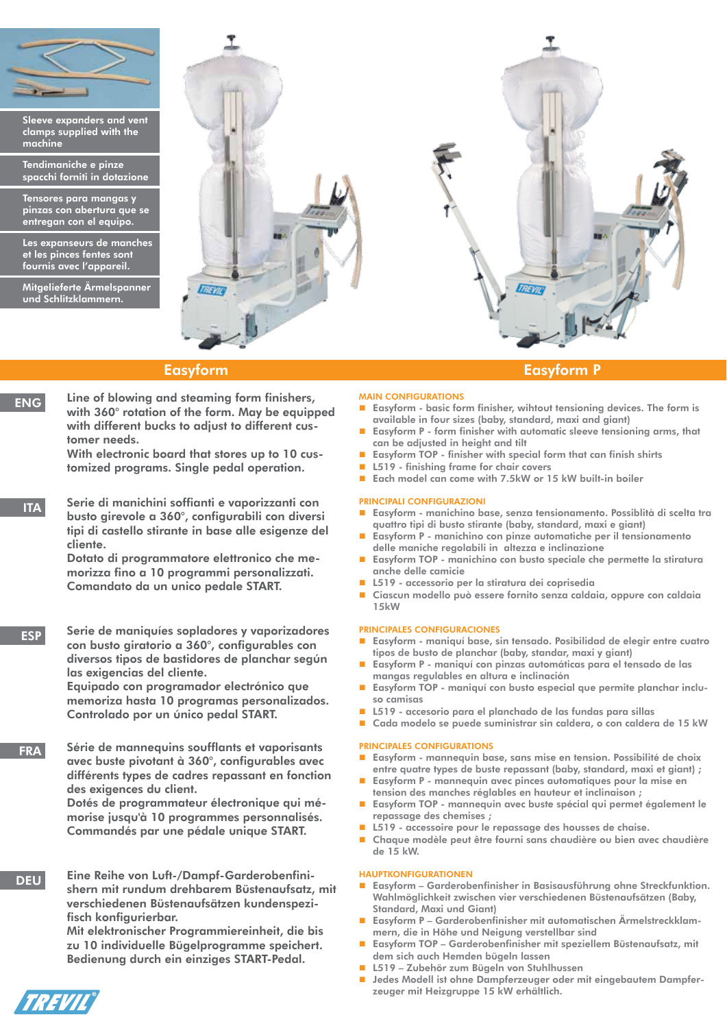Sleeve expanders and vent clamps supplied with the machine

Tendimaniche e pinze spacchi forniti in dotazione

Tensores para mangas y pinzas con abertura que se entregan con el equipo.

Les expanseurs de manches et les pinces fentes sont fournis avec l'appareil.

Mitgelieferte Ärmelspanner und Schlitzklammern.

## Easyform

## Easyform P

**ENG**

Line of blowing and steaming form finishers, with 360° rotation of the form. May be equipped with different bucks to adjust to different customer needs.
With electronic board that stores up to 10 customized programs. Single pedal operation.

**ITA**

Serie di manichini soffianti e vaporizzanti con busto girevole a 360°, configurabili con diversi tipi di castello stirante in base alle esigenze del cliente.
Dotato di programmatore elettronico che memorizza fino a 10 programmi personalizzati. Comandato da un unico pedale START.

**ESP**

Serie de maniquíes sopladores y vaporizadores con busto giratorio a 360°, configurables con diversos tipos de bastidores de planchar según las exigencias del cliente.
Equipado con programador electrónico que memoriza hasta 10 programas personalizados. Controlado por un único pedal START.

**FRA**

Série de mannequins soufflants et vaporisants avec buste pivotant à 360°, configurables avec différents types de cadres repassant en fonction des exigences du client.
Dotés de programmateur électronique qui mémorise jusqu'à 10 programmes personnalisés. Commandés par une pédale unique START.

**DEU**

Eine Reihe von Luft-/Dampf-Garderobenfinishern mit rundum drehbarem Büstenaufsatz, mit verschiedenen Büstenaufsätzen kundenspezifisch konfigurierbar.
Mit elektronischer Programmiereinheit, die bis zu 10 individuelle Bügelprogramme speichert. Bedienung durch ein einziges START-Pedal.

### MAIN CONFIGURATIONS

- Easyform - basic form finisher, wihtout tensioning devices. The form is available in four sizes (baby, standard, maxi and giant)
- Easyform P - form finisher with automatic sleeve tensioning arms, that can be adjusted in height and tilt
- Easyform TOP - finisher with special form that can finish shirts
- L519 - finishing frame for chair covers
- Each model can come with 7.5kW or 15 kW built-in boiler

### PRINCIPALI CONFIGURAZIONI

- Easyform - manichino base, senza tensionamento. Possiblità di scelta tra quattro tipi di busto stirante (baby, standard, maxi e giant)
- Easyform P - manichino con pinze automatiche per il tensionamento delle maniche regolabili in altezza e inclinazione
- Easyform TOP - manichino con busto speciale che permette la stiratura anche delle camicie
- L519 - accessorio per la stiratura dei coprisedia
- Ciascun modello può essere fornito senza caldaia, oppure con caldaia 15kW

### PRINCIPALES CONFIGURACIONES

- Easyform - maniquí base, sin tensado. Posibilidad de elegir entre cuatro tipos de busto de planchar (baby, standar, maxi y giant)
- Easyform P - maniquí con pinzas automáticas para el tensado de las mangas regulables en altura y inclinación
- Easyform TOP - maniquí con busto especial que permite planchar incluso camisas
- L519 - accesorio para el planchado de las fundas para sillas
- Cada modelo se puede suministrar sin caldera, o con caldera de 15 kW

### PRINCIPALES CONFIGURATIONS

- Easyform - mannequin base, sans mise en tension. Possibilité de choix entre quatre types de buste repassant (baby, standard, maxi et giant) ;
- Easyform P - mannequin avec pinces automatiques pour la mise en tension des manches réglables en hauteur et inclinaison ;
- Easyform TOP - mannequin avec buste spécial qui permet également le repassage des chemises ;
- L519 - accessoire pour le repassage des housses de chaise.
- Chaque modèle peut être fourni sans chaudière ou bien avec chaudière de 15 kW.

### HAUPTKONFIGURATIONEN

- Easyform – Garderobenfinisher in Basisausführung ohne Streckfunktion. Wahlmöglichkeit zwischen vier verschiedenen Büstenaufsätzen (Baby, Standard, Maxi und Giant)
- Easyform P – Garderobenfinisher mit automatischen Ärmelstreckklammern, die in Höhe und Neigung verstellbar sind
- Easyform TOP – Garderobenfinisher mit speziellem Büstenaufsatz, mit dem sich auch Hemden bügeln lassen
- L519 – Zubehör zum Bügeln von Stuhlhussen
- Jedes Modell ist ohne Dampferzeuger oder mit eingebautem Dampferzeuger mit Heizgruppe 15 kW erhältlich.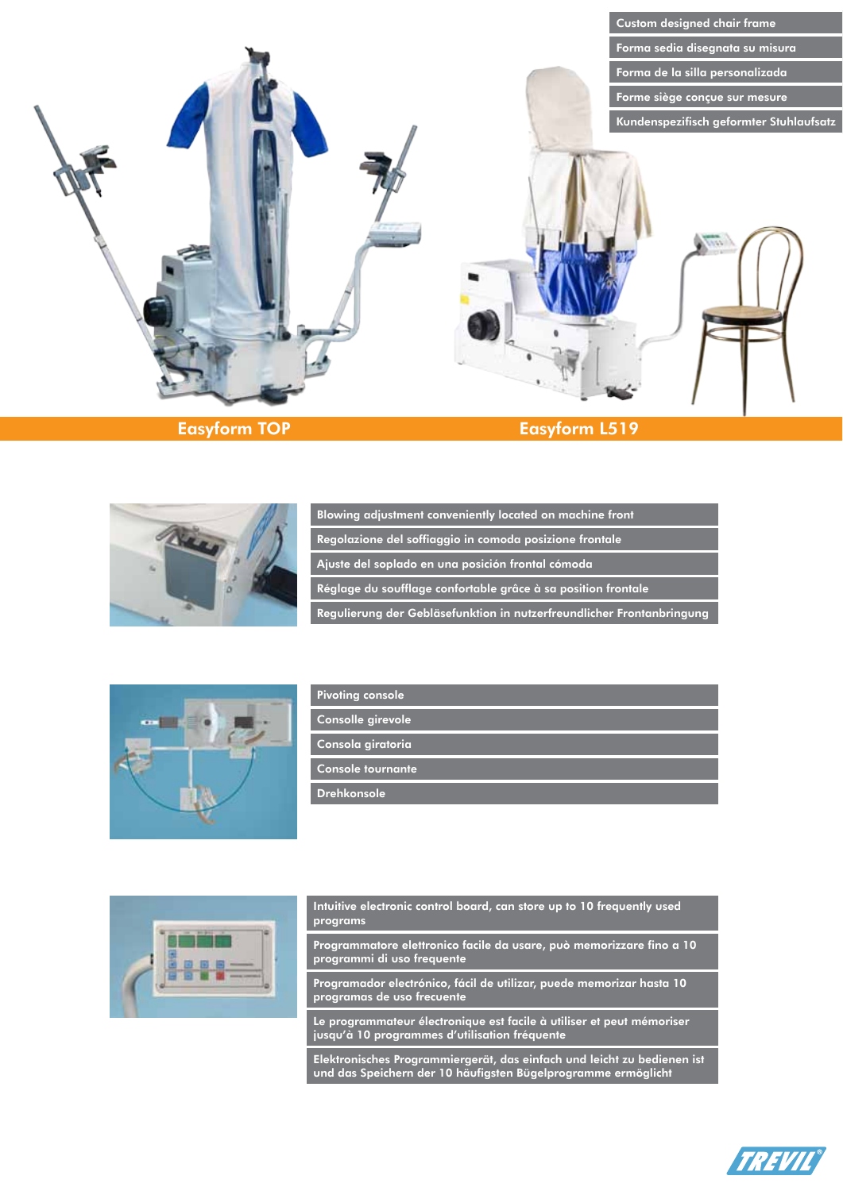Custom designed chair frame

Forma sedia disegnata su misura

Forma de la silla personalizada

Forme siège conçue sur mesure

Kundenspezifisch geformter Stuhlaufsatz

## Easyform TOP

## Easyform L519

Blowing adjustment conveniently located on machine front

Regolazione del soffiaggio in comoda posizione frontale

Ajuste del soplado en una posición frontal cómoda

Réglage du soufflage confortable grâce à sa position frontale

Regulierung der Gebläsefunktion in nutzerfreundlicher Frontanbringung

Pivoting console

Consolle girevole

Consola giratoria

Console tournante

Drehkonsole

Intuitive electronic control board, can store up to 10 frequently used programs

Programmatore elettronico facile da usare, può memorizzare fino a 10 programmi di uso frequente

Programador electrónico, fácil de utilizar, puede memorizar hasta 10 programas de uso frecuente

Le programmateur électronique est facile à utiliser et peut mémoriser jusqu'à 10 programmes d'utilisation fréquente

Elektronisches Programmiergerät, das einfach und leicht zu bedienen ist und das Speichern der 10 häufigsten Bügelprogramme ermöglicht

TREVIL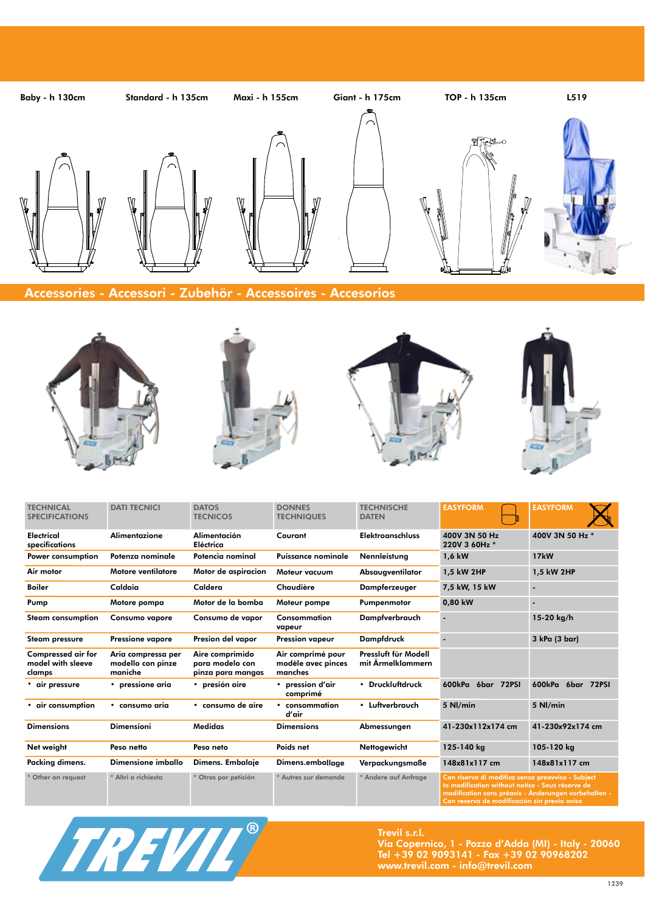Baby - h 130cm

Standard - h 135cm

Maxi - h 155cm

Giant - h 175cm

TOP - h 135cm

L519

## Accessories - Accessori - Zubehör - Accessoires - Accesorios

| TECHNICAL SPECIFICATIONS | DATI TECNICI | DATOS TECNICOS | DONNES TECHNIQUES | TECHNISCHE DATEN | EASYFORM | EASYFORM |
|---|---|---|---|---|---|---|
| Electrical specifications | Alimentazione | Alimentación Eléctrica | Courant | Elektroanschluss | 400V 3N 50 Hz 220V 3 60Hz * | 400V 3N 50 Hz * |
| Power consumption | Potenza nominale | Potencia nominal | Puissance nominale | Nennleistung | 1,6 kW | 17kW |
| Air motor | Motore ventilatore | Motor de aspiracion | Moteur vacuum | Absaugventilator | 1,5 kW 2HP | 1,5 kW 2HP |
| Boiler | Caldaia | Caldera | Chaudière | Dampferzeuger | 7,5 kW, 15 kW | - |
| Pump | Motore pompa | Motor de la bomba | Moteur pompe | Pumpenmotor | 0,80 kW | - |
| Steam consumption | Consumo vapore | Consumo de vapor | Consommation vapeur | Dampfverbrauch | - | 15-20 kg/h |
| Steam pressure | Pressione vapore | Presion del vapor | Pression vapeur | Dampfdruck | - | 3 kPa (3 bar) |
| Compressed air for model with sleeve clamps | Aria compressa per modello con pinze maniche | Aire comprimido para modelo con pinza para mangas | Air comprimé pour modèle avec pinces manches | Pressluft für Modell mit Ärmelklammern | | |
| • air pressure | • pressione aria | • presión aire | • pression d'air comprimé | • Druckluftdruck | 600kPa 6bar 72PSI | 600kPa 6bar 72PSI |
| • air consumption | • consumo aria | • consumo de aire | • consommation d'air | • Luftverbrauch | 5 Nl/min | 5 Nl/min |
| Dimensions | Dimensioni | Medidas | Dimensions | Abmessungen | 41-230x112x174 cm | 41-230x92x174 cm |
| Net weight | Peso netto | Peso neto | Poids net | Nettogewicht | 125-140 kg | 105-120 kg |
| Packing dimens. | Dimensione imballo | Dimens. Embalaje | Dimens.emballage | Verpackungsmaße | 148x81x117 cm | 148x81x117 cm |
| * Other on request | * Altri a richiesta | * Otros por petición | * Autres sur demande | * Andere auf Anfrage | Con riserva di modifica senza preavviso - Subject to modification without notice - Sous réserve de modification sans préavis - Änderungen vorbehalten - Con reserva de modificación sin previo aviso | |

TREVIL®

Trevil s.r.l.
Via Copernico, 1 - Pozzo d'Adda (MI) - Italy - 20060
Tel +39 02 9093141 - Fax +39 02 90968202
www.trevil.com - info@trevil.com